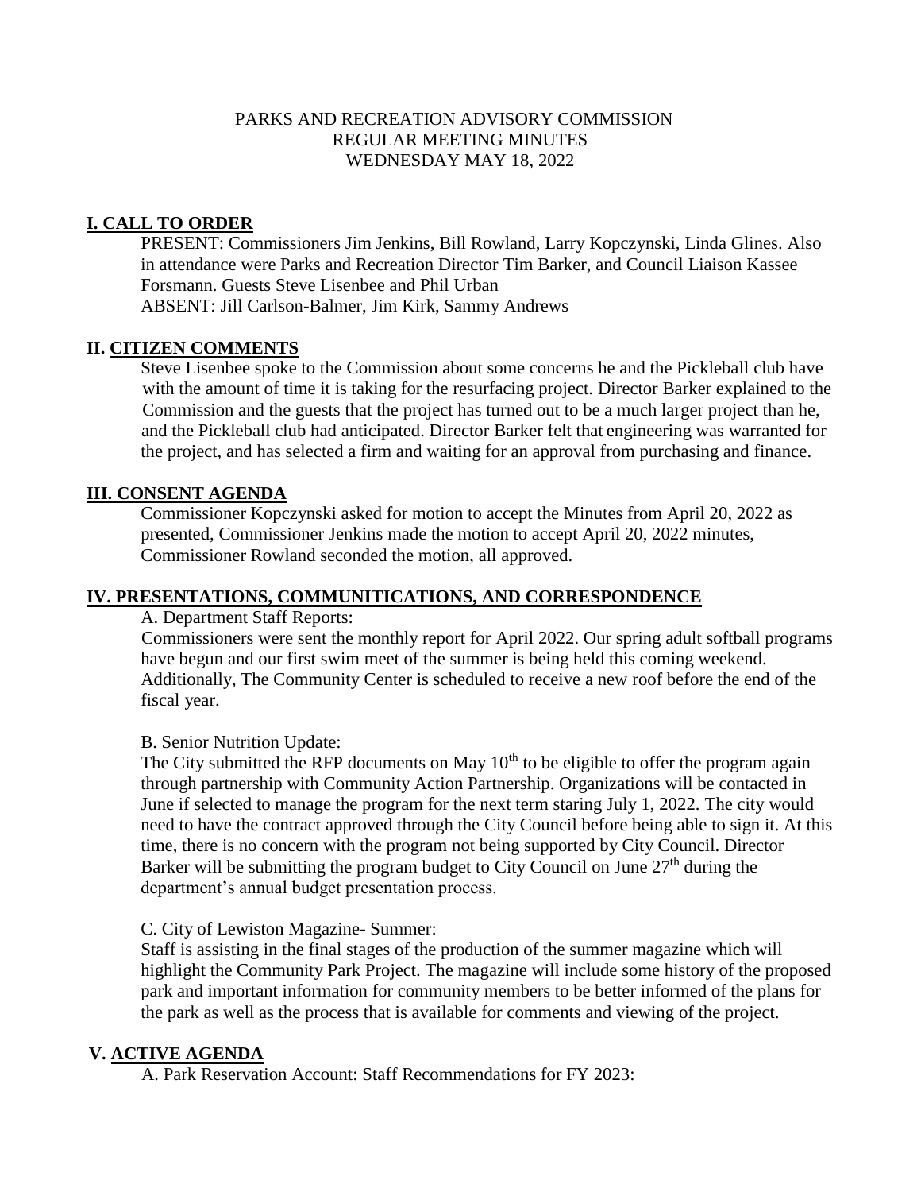PARKS AND RECREATION ADVISORY COMMISSION
REGULAR MEETING MINUTES
WEDNESDAY MAY 18, 2022

## I. CALL TO ORDER

PRESENT: Commissioners Jim Jenkins, Bill Rowland, Larry Kopczynski, Linda Glines. Also in attendance were Parks and Recreation Director Tim Barker, and Council Liaison Kassee Forsmann. Guests Steve Lisenbee and Phil Urban
ABSENT: Jill Carlson-Balmer, Jim Kirk, Sammy Andrews

## II. CITIZEN COMMENTS

Steve Lisenbee spoke to the Commission about some concerns he and the Pickleball club have with the amount of time it is taking for the resurfacing project. Director Barker explained to the Commission and the guests that the project has turned out to be a much larger project than he, and the Pickleball club had anticipated. Director Barker felt that engineering was warranted for the project, and has selected a firm and waiting for an approval from purchasing and finance.

## III. CONSENT AGENDA

Commissioner Kopczynski asked for motion to accept the Minutes from April 20, 2022 as presented, Commissioner Jenkins made the motion to accept April 20, 2022 minutes, Commissioner Rowland seconded the motion, all approved.

## IV. PRESENTATIONS, COMMUNITICATIONS, AND CORRESPONDENCE

A. Department Staff Reports:

Commissioners were sent the monthly report for April 2022. Our spring adult softball programs have begun and our first swim meet of the summer is being held this coming weekend. Additionally, The Community Center is scheduled to receive a new roof before the end of the fiscal year.

B. Senior Nutrition Update:

The City submitted the RFP documents on May 10th to be eligible to offer the program again through partnership with Community Action Partnership. Organizations will be contacted in June if selected to manage the program for the next term staring July 1, 2022. The city would need to have the contract approved through the City Council before being able to sign it. At this time, there is no concern with the program not being supported by City Council. Director Barker will be submitting the program budget to City Council on June 27th during the department's annual budget presentation process.

C. City of Lewiston Magazine- Summer:

Staff is assisting in the final stages of the production of the summer magazine which will highlight the Community Park Project. The magazine will include some history of the proposed park and important information for community members to be better informed of the plans for the park as well as the process that is available for comments and viewing of the project.

## V. ACTIVE AGENDA

A. Park Reservation Account: Staff Recommendations for FY 2023: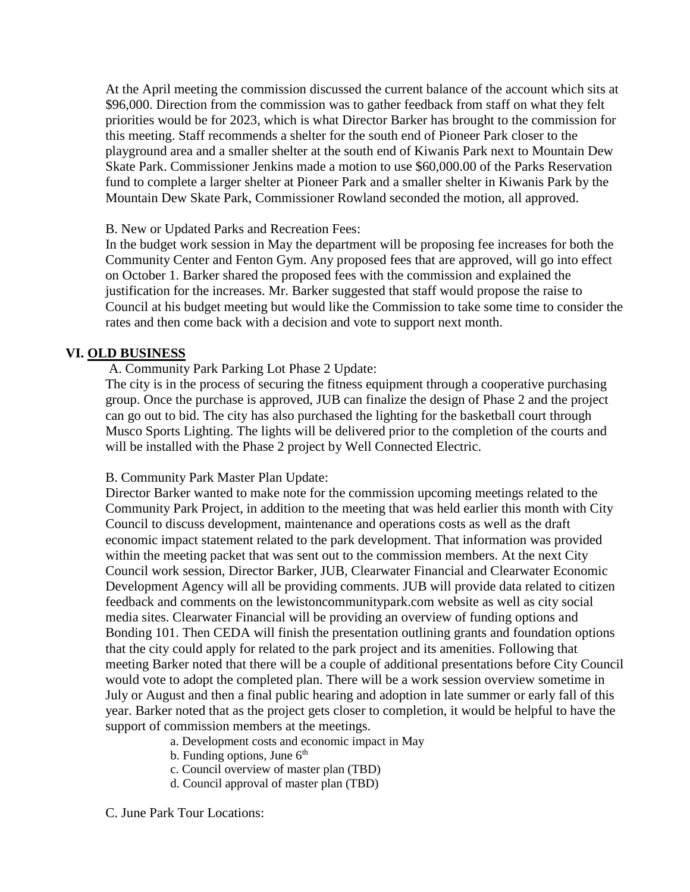At the April meeting the commission discussed the current balance of the account which sits at \$96,000. Direction from the commission was to gather feedback from staff on what they felt priorities would be for 2023, which is what Director Barker has brought to the commission for this meeting. Staff recommends a shelter for the south end of Pioneer Park closer to the playground area and a smaller shelter at the south end of Kiwanis Park next to Mountain Dew Skate Park. Commissioner Jenkins made a motion to use \$60,000.00 of the Parks Reservation fund to complete a larger shelter at Pioneer Park and a smaller shelter in Kiwanis Park by the Mountain Dew Skate Park, Commissioner Rowland seconded the motion, all approved.

B. New or Updated Parks and Recreation Fees:
In the budget work session in May the department will be proposing fee increases for both the Community Center and Fenton Gym. Any proposed fees that are approved, will go into effect on October 1. Barker shared the proposed fees with the commission and explained the justification for the increases. Mr. Barker suggested that staff would propose the raise to Council at his budget meeting but would like the Commission to take some time to consider the rates and then come back with a decision and vote to support next month.

## VI. OLD BUSINESS

A. Community Park Parking Lot Phase 2 Update:
The city is in the process of securing the fitness equipment through a cooperative purchasing group. Once the purchase is approved, JUB can finalize the design of Phase 2 and the project can go out to bid. The city has also purchased the lighting for the basketball court through Musco Sports Lighting. The lights will be delivered prior to the completion of the courts and will be installed with the Phase 2 project by Well Connected Electric.

B. Community Park Master Plan Update:
Director Barker wanted to make note for the commission upcoming meetings related to the Community Park Project, in addition to the meeting that was held earlier this month with City Council to discuss development, maintenance and operations costs as well as the draft economic impact statement related to the park development. That information was provided within the meeting packet that was sent out to the commission members. At the next City Council work session, Director Barker, JUB, Clearwater Financial and Clearwater Economic Development Agency will all be providing comments. JUB will provide data related to citizen feedback and comments on the lewistoncommunitypark.com website as well as city social media sites. Clearwater Financial will be providing an overview of funding options and Bonding 101. Then CEDA will finish the presentation outlining grants and foundation options that the city could apply for related to the park project and its amenities. Following that meeting Barker noted that there will be a couple of additional presentations before City Council would vote to adopt the completed plan. There will be a work session overview sometime in July or August and then a final public hearing and adoption in late summer or early fall of this year. Barker noted that as the project gets closer to completion, it would be helpful to have the support of commission members at the meetings.

a. Development costs and economic impact in May
b. Funding options, June 6th
c. Council overview of master plan (TBD)
d. Council approval of master plan (TBD)

C. June Park Tour Locations: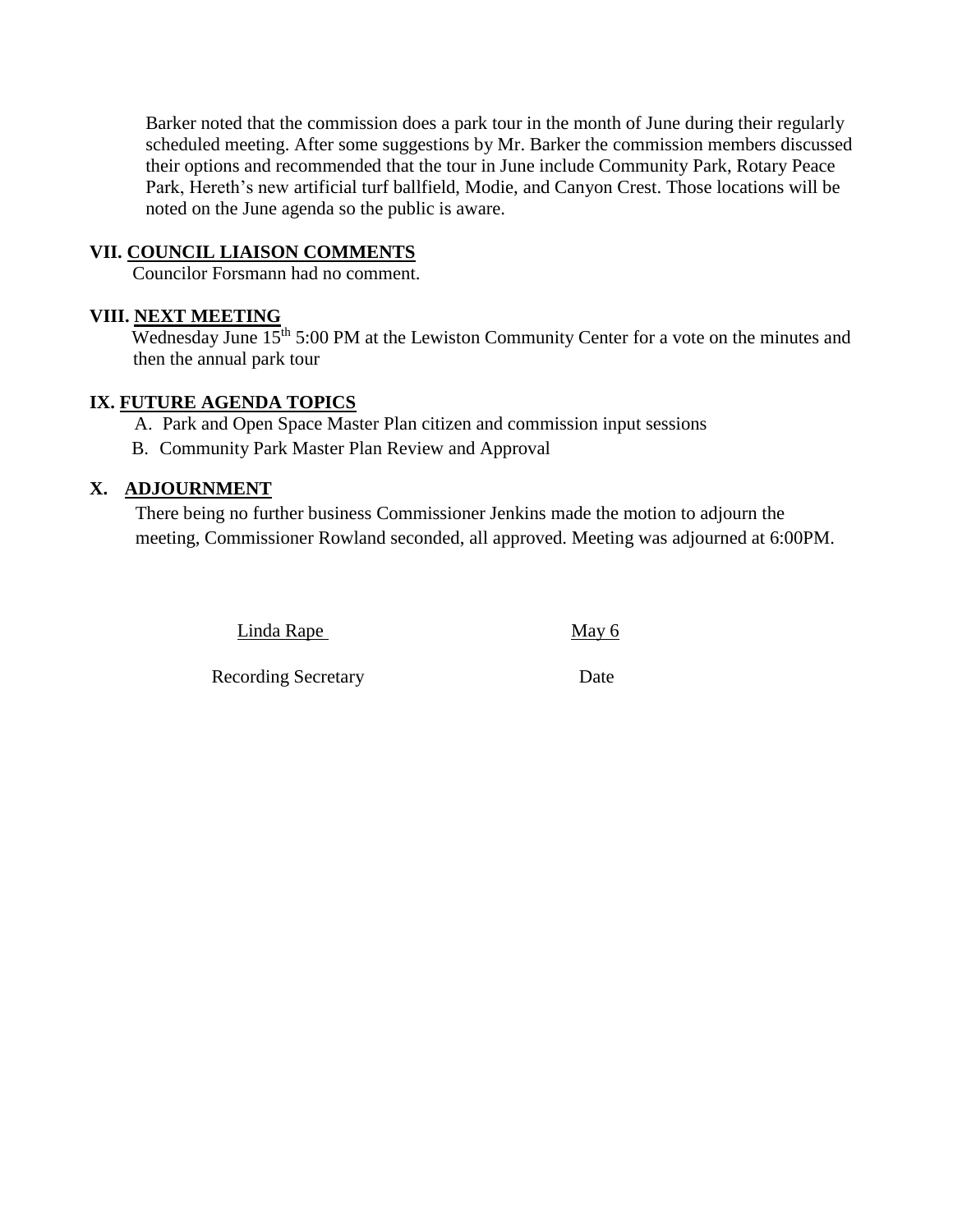Barker noted that the commission does a park tour in the month of June during their regularly scheduled meeting. After some suggestions by Mr. Barker the commission members discussed their options and recommended that the tour in June include Community Park, Rotary Peace Park, Hereth's new artificial turf ballfield, Modie, and Canyon Crest. Those locations will be noted on the June agenda so the public is aware.

## VII. COUNCIL LIAISON COMMENTS

Councilor Forsmann had no comment.

## VIII. NEXT MEETING

Wednesday June 15th 5:00 PM at the Lewiston Community Center for a vote on the minutes and then the annual park tour

## IX. FUTURE AGENDA TOPICS

A. Park and Open Space Master Plan citizen and commission input sessions

B. Community Park Master Plan Review and Approval

## X. ADJOURNMENT

There being no further business Commissioner Jenkins made the motion to adjourn the meeting, Commissioner Rowland seconded, all approved. Meeting was adjourned at 6:00PM.

| | |
|---|---|
| Linda Rape | May 6 |
| Recording Secretary | Date |